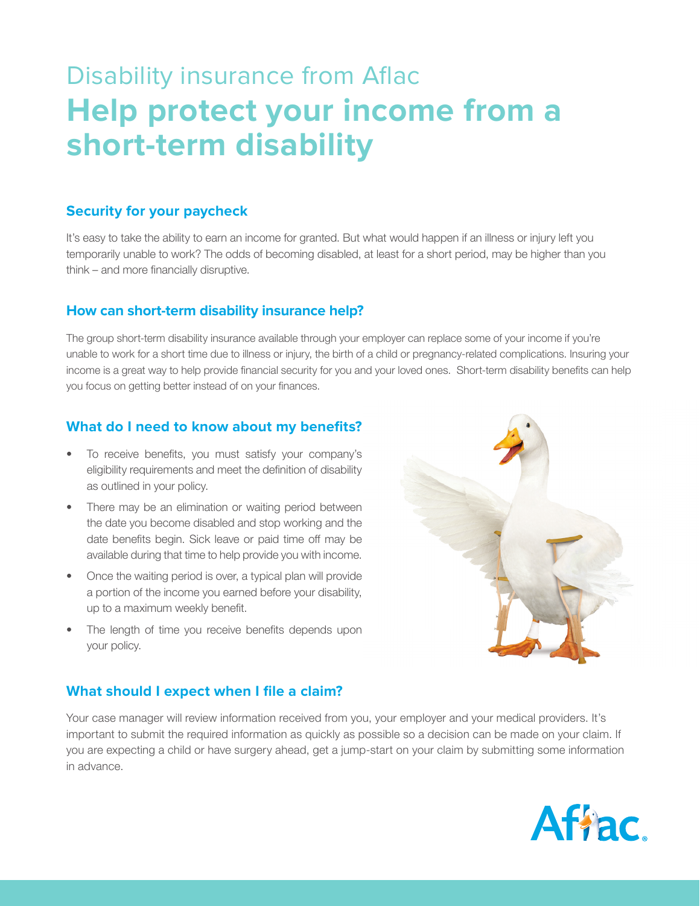# Disability insurance from Aflac

# **Help protect your income from a short-term disability**

## Security for your paycheck

It's easy to take the ability to earn an income for granted. But what would happen if an illness or injury left you temporarily unable to work? The odds of becoming disabled, at least for a short period, may be higher than you think – and more financially disruptive.

## How can short-term disability insurance help?

The group short-term disability insurance available through your employer can replace some of your income if you're unable to work for a short time due to illness or injury, the birth of a child or pregnancy-related complications. Insuring your income is a great way to help provide financial security for you and your loved ones. Short-term disability benefits can help you focus on getting better instead of on your finances.

## What do I need to know about my benefits?

- To receive benefits, you must satisfy your company's eligibility requirements and meet the definition of disability as outlined in your policy.
- There may be an elimination or waiting period between the date you become disabled and stop working and the date benefits begin. Sick leave or paid time off may be available during that time to help provide you with income.
- Once the waiting period is over, a typical plan will provide a portion of the income you earned before your disability, up to a maximum weekly benefit.
- The length of time you receive benefits depends upon your policy.

## What should I expect when I file a claim?

Your case manager will review information received from you, your employer and your medical providers. It's important to submit the required information as quickly as possible so a decision can be made on your claim. If you are expecting a child or have surgery ahead, get a jump-start on your claim by submitting some information in advance.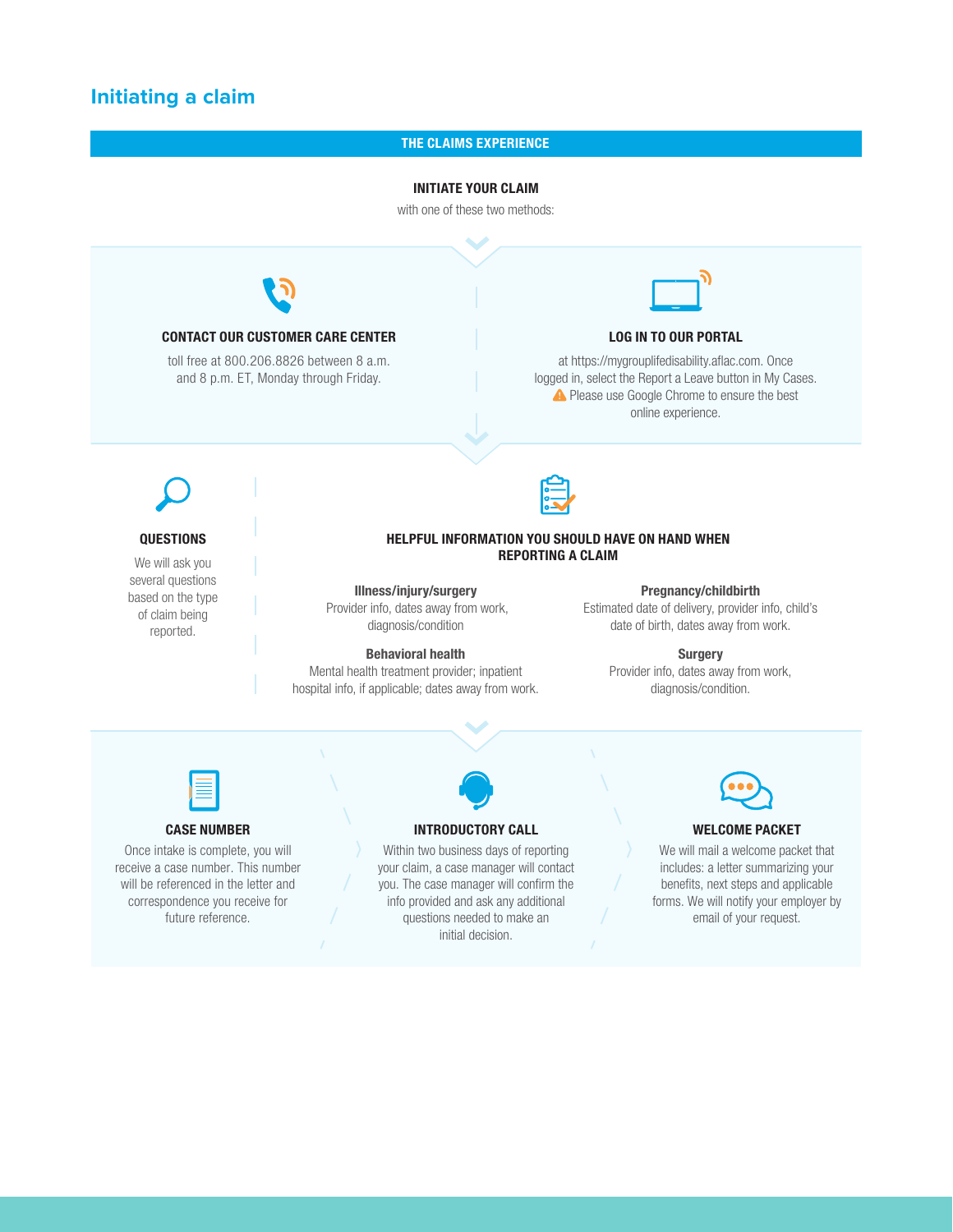# Initiating a claim

## THE CLAIMS EXPERIENCE

### INITIATE YOUR CLAIM

with one of these two methods:

#### CONTACT OUR CUSTOMER CARE CENTER

toll free at 800.206.8826 between 8 a.m. and 8 p.m. ET, Monday through Friday.

#### LOG IN TO OUR PORTAL

at https://mygrouplifedisability.aflac.com. Once logged in, select the Report a Leave button in My Cases. ⚠ Please use Google Chrome to ensure the best online experience.

#### QUESTIONS

We will ask you several questions based on the type of claim being reported.

#### HELPFUL INFORMATION YOU SHOULD HAVE ON HAND WHEN REPORTING A CLAIM

**Illness/injury/surgery**
Provider info, dates away from work, diagnosis/condition

**Pregnancy/childbirth**
Estimated date of delivery, provider info, child's date of birth, dates away from work.

**Behavioral health**
Mental health treatment provider; inpatient hospital info, if applicable; dates away from work.

**Surgery**
Provider info, dates away from work, diagnosis/condition.

#### CASE NUMBER

Once intake is complete, you will receive a case number. This number will be referenced in the letter and correspondence you receive for future reference.

#### INTRODUCTORY CALL

Within two business days of reporting your claim, a case manager will contact you. The case manager will confirm the info provided and ask any additional questions needed to make an initial decision.

#### WELCOME PACKET

We will mail a welcome packet that includes: a letter summarizing your benefits, next steps and applicable forms. We will notify your employer by email of your request.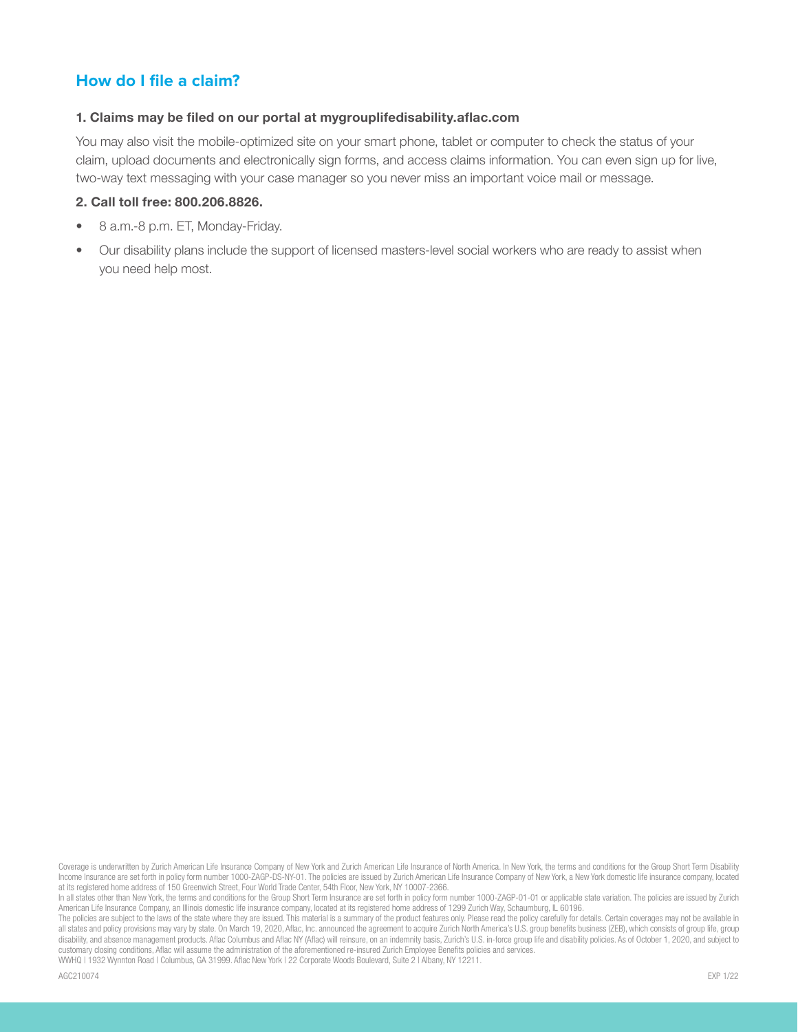## How do I file a claim?

**1. Claims may be filed on our portal at mygrouplifedisability.aflac.com**

You may also visit the mobile-optimized site on your smart phone, tablet or computer to check the status of your claim, upload documents and electronically sign forms, and access claims information. You can even sign up for live, two-way text messaging with your case manager so you never miss an important voice mail or message.

**2. Call toll free: 800.206.8826.**

- 8 a.m.-8 p.m. ET, Monday-Friday.
- Our disability plans include the support of licensed masters-level social workers who are ready to assist when you need help most.

Coverage is underwritten by Zurich American Life Insurance Company of New York and Zurich American Life Insurance of North America. In New York, the terms and conditions for the Group Short Term Disability Income Insurance are set forth in policy form number 1000-ZAGP-DS-NY-01. The policies are issued by Zurich American Life Insurance Company of New York, a New York domestic life insurance company, located at its registered home address of 150 Greenwich Street, Four World Trade Center, 54th Floor, New York, NY 10007-2366.

In all states other than New York, the terms and conditions for the Group Short Term Insurance are set forth in policy form number 1000-ZAGP-01-01 or applicable state variation. The policies are issued by Zurich American Life Insurance Company, an Illinois domestic life insurance company, located at its registered home address of 1299 Zurich Way, Schaumburg, IL 60196.

The policies are subject to the laws of the state where they are issued. This material is a summary of the product features only. Please read the policy carefully for details. Certain coverages may not be available in all states and policy provisions may vary by state. On March 19, 2020, Aflac, Inc. announced the agreement to acquire Zurich North America's U.S. group benefits business (ZEB), which consists of group life, group disability, and absence management products. Aflac Columbus and Aflac NY (Aflac) will reinsure, on an indemnity basis, Zurich's U.S. in-force group life and disability policies. As of October 1, 2020, and subject to customary closing conditions, Aflac will assume the administration of the aforementioned re-insured Zurich Employee Benefits policies and services.

WWHQ | 1932 Wynnton Road | Columbus, GA 31999. Aflac New York | 22 Corporate Woods Boulevard, Suite 2 | Albany, NY 12211.

AGC210074 EXP 1/22